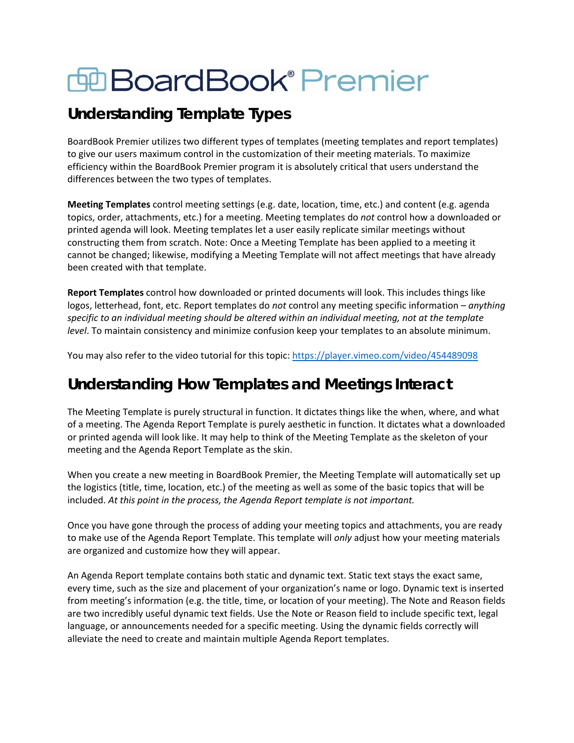# BoardBook® Premier

## Understanding Template Types

BoardBook Premier utilizes two different types of templates (meeting templates and report templates) to give our users maximum control in the customization of their meeting materials. To maximize efficiency within the BoardBook Premier program it is absolutely critical that users understand the differences between the two types of templates.

**Meeting Templates** control meeting settings (e.g. date, location, time, etc.) and content (e.g. agenda topics, order, attachments, etc.) for a meeting. Meeting templates do *not* control how a downloaded or printed agenda will look. Meeting templates let a user easily replicate similar meetings without constructing them from scratch. Note: Once a Meeting Template has been applied to a meeting it cannot be changed; likewise, modifying a Meeting Template will not affect meetings that have already been created with that template.

**Report Templates** control how downloaded or printed documents will look. This includes things like logos, letterhead, font, etc. Report templates do *not* control any meeting specific information – *anything specific to an individual meeting should be altered within an individual meeting, not at the template level*. To maintain consistency and minimize confusion keep your templates to an absolute minimum.

You may also refer to the video tutorial for this topic: [https://player.vimeo.com/video/454489098](https://player.vimeo.com/video/454489098)

## Understanding How Templates and Meetings Interact

The Meeting Template is purely structural in function. It dictates things like the when, where, and what of a meeting. The Agenda Report Template is purely aesthetic in function. It dictates what a downloaded or printed agenda will look like. It may help to think of the Meeting Template as the skeleton of your meeting and the Agenda Report Template as the skin.

When you create a new meeting in BoardBook Premier, the Meeting Template will automatically set up the logistics (title, time, location, etc.) of the meeting as well as some of the basic topics that will be included. *At this point in the process, the Agenda Report template is not important.*

Once you have gone through the process of adding your meeting topics and attachments, you are ready to make use of the Agenda Report Template. This template will *only* adjust how your meeting materials are organized and customize how they will appear.

An Agenda Report template contains both static and dynamic text. Static text stays the exact same, every time, such as the size and placement of your organization's name or logo. Dynamic text is inserted from meeting's information (e.g. the title, time, or location of your meeting). The Note and Reason fields are two incredibly useful dynamic text fields. Use the Note or Reason field to include specific text, legal language, or announcements needed for a specific meeting. Using the dynamic fields correctly will alleviate the need to create and maintain multiple Agenda Report templates.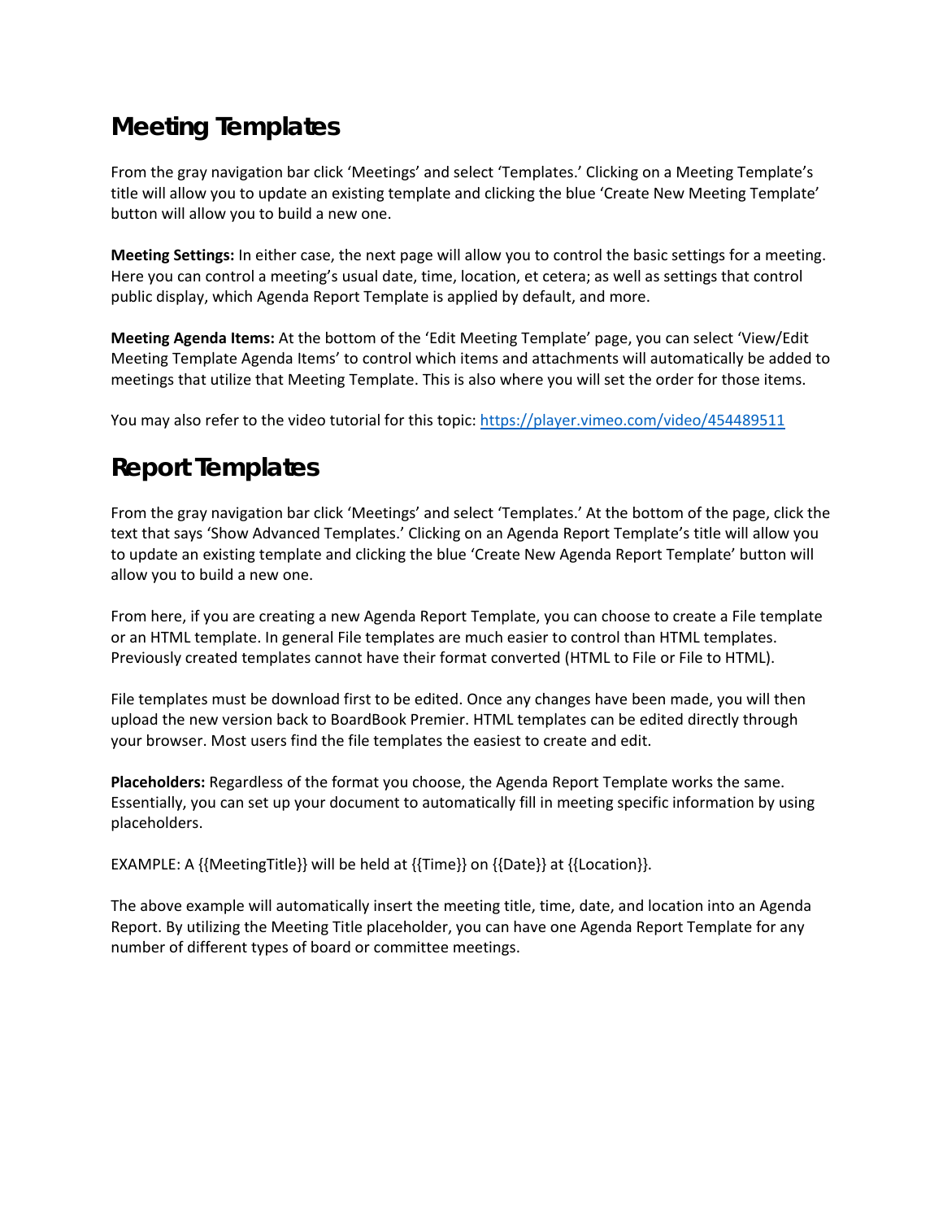## Meeting Templates

From the gray navigation bar click 'Meetings' and select 'Templates.' Clicking on a Meeting Template's title will allow you to update an existing template and clicking the blue 'Create New Meeting Template' button will allow you to build a new one.

**Meeting Settings:** In either case, the next page will allow you to control the basic settings for a meeting. Here you can control a meeting's usual date, time, location, et cetera; as well as settings that control public display, which Agenda Report Template is applied by default, and more.

**Meeting Agenda Items:** At the bottom of the 'Edit Meeting Template' page, you can select 'View/Edit Meeting Template Agenda Items' to control which items and attachments will automatically be added to meetings that utilize that Meeting Template. This is also where you will set the order for those items.

You may also refer to the video tutorial for this topic: [https://player.vimeo.com/video/454489511](https://player.vimeo.com/video/454489511)

## Report Templates

From the gray navigation bar click 'Meetings' and select 'Templates.' At the bottom of the page, click the text that says 'Show Advanced Templates.' Clicking on an Agenda Report Template's title will allow you to update an existing template and clicking the blue 'Create New Agenda Report Template' button will allow you to build a new one.

From here, if you are creating a new Agenda Report Template, you can choose to create a File template or an HTML template. In general File templates are much easier to control than HTML templates. Previously created templates cannot have their format converted (HTML to File or File to HTML).

File templates must be download first to be edited. Once any changes have been made, you will then upload the new version back to BoardBook Premier. HTML templates can be edited directly through your browser. Most users find the file templates the easiest to create and edit.

**Placeholders:** Regardless of the format you choose, the Agenda Report Template works the same. Essentially, you can set up your document to automatically fill in meeting specific information by using placeholders.

EXAMPLE: A {{MeetingTitle}} will be held at {{Time}} on {{Date}} at {{Location}}.

The above example will automatically insert the meeting title, time, date, and location into an Agenda Report. By utilizing the Meeting Title placeholder, you can have one Agenda Report Template for any number of different types of board or committee meetings.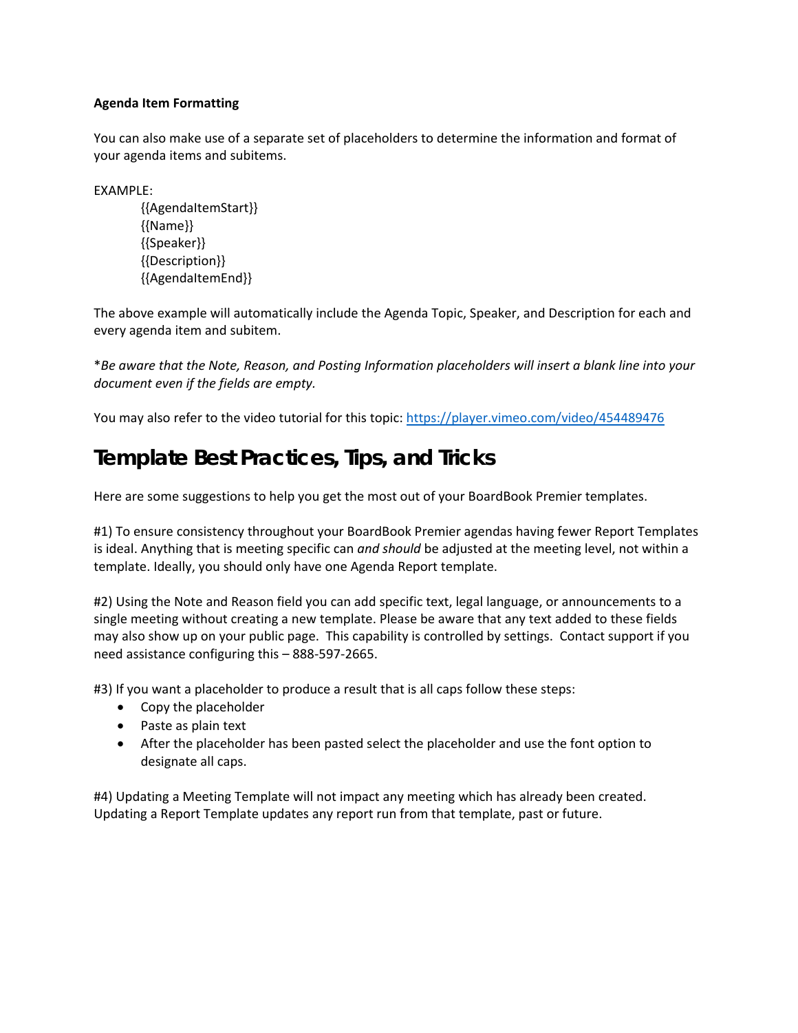**Agenda Item Formatting**

You can also make use of a separate set of placeholders to determine the information and format of your agenda items and subitems.

EXAMPLE:

```
{{AgendaItemStart}}
{{Name}}
{{Speaker}}
{{Description}}
{{AgendaItemEnd}}
```

The above example will automatically include the Agenda Topic, Speaker, and Description for each and every agenda item and subitem.

*Be aware that the Note, Reason, and Posting Information placeholders will insert a blank line into your document even if the fields are empty.*

You may also refer to the video tutorial for this topic: https://player.vimeo.com/video/454489476

# Template Best Practices, Tips, and Tricks

Here are some suggestions to help you get the most out of your BoardBook Premier templates.

#1) To ensure consistency throughout your BoardBook Premier agendas having fewer Report Templates is ideal. Anything that is meeting specific can *and should* be adjusted at the meeting level, not within a template. Ideally, you should only have one Agenda Report template.

#2) Using the Note and Reason field you can add specific text, legal language, or announcements to a single meeting without creating a new template. Please be aware that any text added to these fields may also show up on your public page. This capability is controlled by settings. Contact support if you need assistance configuring this – 888-597-2665.

#3) If you want a placeholder to produce a result that is all caps follow these steps:

- Copy the placeholder
- Paste as plain text
- After the placeholder has been pasted select the placeholder and use the font option to designate all caps.

#4) Updating a Meeting Template will not impact any meeting which has already been created. Updating a Report Template updates any report run from that template, past or future.